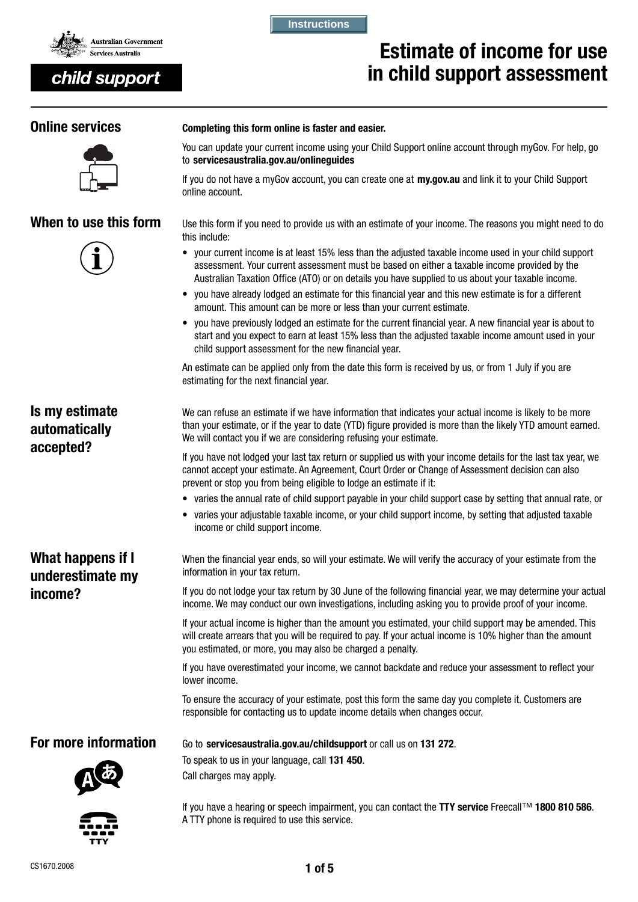Instructions

Australian Government
Services Australia

**child support**

# Estimate of income for use in child support assessment

## Online services

**Completing this form online is faster and easier.**

You can update your current income using your Child Support online account through myGov. For help, go to **servicesaustralia.gov.au/onlineguides**

If you do not have a myGov account, you can create one at **my.gov.au** and link it to your Child Support online account.

## When to use this form

Use this form if you need to provide us with an estimate of your income. The reasons you might need to do this include:

- your current income is at least 15% less than the adjusted taxable income used in your child support assessment. Your current assessment must be based on either a taxable income provided by the Australian Taxation Office (ATO) or on details you have supplied to us about your taxable income.
- you have already lodged an estimate for this financial year and this new estimate is for a different amount. This amount can be more or less than your current estimate.
- you have previously lodged an estimate for the current financial year. A new financial year is about to start and you expect to earn at least 15% less than the adjusted taxable income amount used in your child support assessment for the new financial year.

An estimate can be applied only from the date this form is received by us, or from 1 July if you are estimating for the next financial year.

## Is my estimate automatically accepted?

We can refuse an estimate if we have information that indicates your actual income is likely to be more than your estimate, or if the year to date (YTD) figure provided is more than the likely YTD amount earned. We will contact you if we are considering refusing your estimate.

If you have not lodged your last tax return or supplied us with your income details for the last tax year, we cannot accept your estimate. An Agreement, Court Order or Change of Assessment decision can also prevent or stop you from being eligible to lodge an estimate if it:

- varies the annual rate of child support payable in your child support case by setting that annual rate, or
- varies your adjustable taxable income, or your child support income, by setting that adjusted taxable income or child support income.

## What happens if I underestimate my income?

When the financial year ends, so will your estimate. We will verify the accuracy of your estimate from the information in your tax return.

If you do not lodge your tax return by 30 June of the following financial year, we may determine your actual income. We may conduct our own investigations, including asking you to provide proof of your income.

If your actual income is higher than the amount you estimated, your child support may be amended. This will create arrears that you will be required to pay. If your actual income is 10% higher than the amount you estimated, or more, you may also be charged a penalty.

If you have overestimated your income, we cannot backdate and reduce your assessment to reflect your lower income.

To ensure the accuracy of your estimate, post this form the same day you complete it. Customers are responsible for contacting us to update income details when changes occur.

## For more information

Go to **servicesaustralia.gov.au/childsupport** or call us on **131 272**.

To speak to us in your language, call **131 450**.

Call charges may apply.

If you have a hearing or speech impairment, you can contact the **TTY service** Freecall™ **1800 810 586**. A TTY phone is required to use this service.

CS1670.2008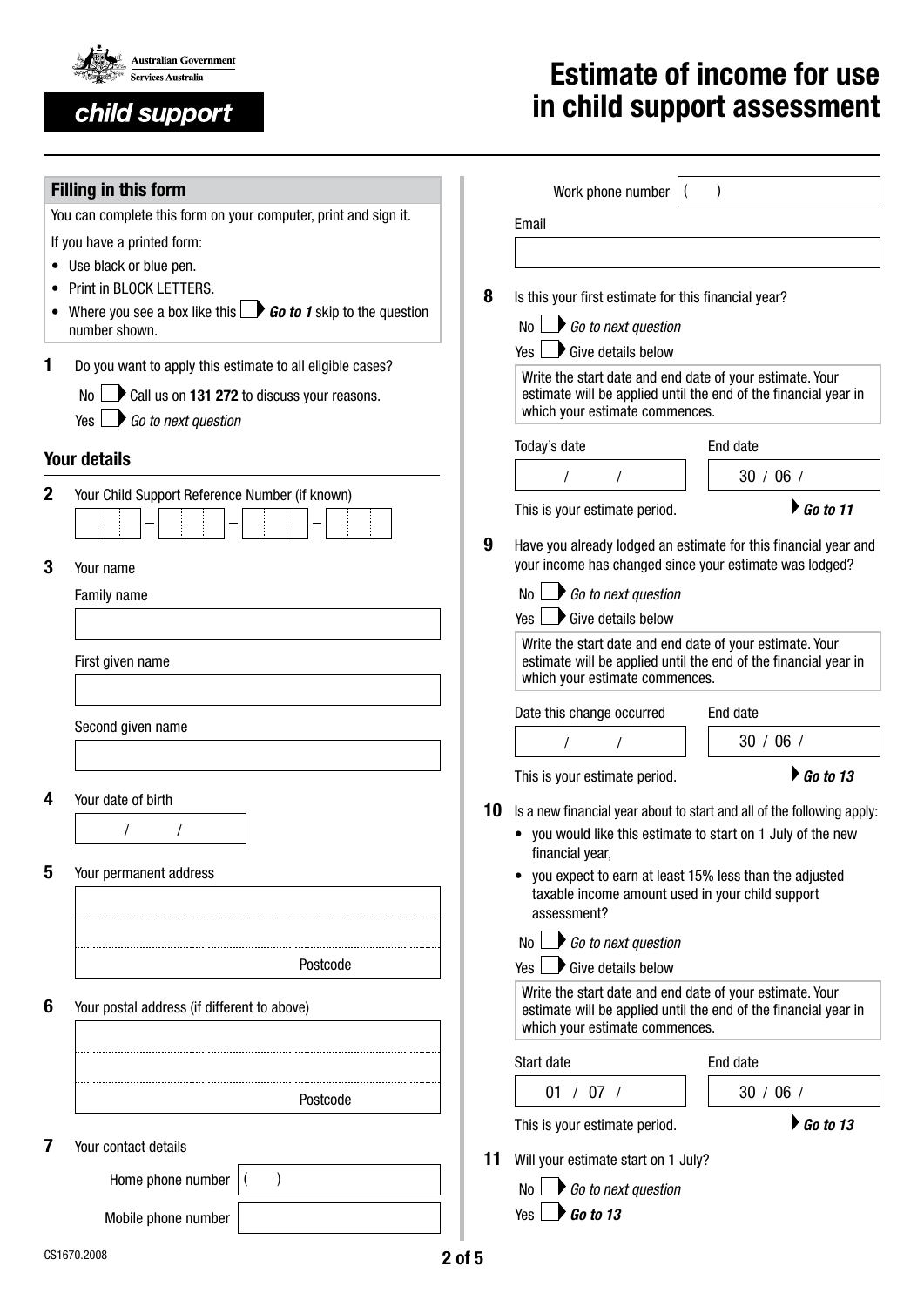**Australian Government**
**Services Australia**

**child support**

# Estimate of income for use in child support assessment

## Filling in this form

You can complete this form on your computer, print and sign it.

If you have a printed form:

- Use black or blue pen.
- Print in BLOCK LETTERS.
- Where you see a box like this ☐ ▶ ***Go to 1*** skip to the question number shown.

**1** Do you want to apply this estimate to all eligible cases?

No ☐ ▶ Call us on **131 272** to discuss your reasons.

Yes ☐ ▶ *Go to next question*

## Your details

**2** Your Child Support Reference Number (if known)

☐☐☐ – ☐☐☐ – ☐☐☐ – ☐☐☐

**3** Your name

Family name

First given name

Second given name

**4** Your date of birth

/ /

**5** Your permanent address

Postcode

**6** Your postal address (if different to above)

Postcode

**7** Your contact details

Home phone number ( )

Mobile phone number

Work phone number ( )

Email

**8** Is this your first estimate for this financial year?

No ☐ ▶ *Go to next question*

Yes ☐ ▶ Give details below

Write the start date and end date of your estimate. Your estimate will be applied until the end of the financial year in which your estimate commences.

Today's date / /

End date 30 / 06 /

This is your estimate period. ▶ ***Go to 11***

**9** Have you already lodged an estimate for this financial year and your income has changed since your estimate was lodged?

No ☐ ▶ *Go to next question*

Yes ☐ ▶ Give details below

Write the start date and end date of your estimate. Your estimate will be applied until the end of the financial year in which your estimate commences.

Date this change occurred / /

End date 30 / 06 /

This is your estimate period. ▶ ***Go to 13***

**10** Is a new financial year about to start and all of the following apply:

- you would like this estimate to start on 1 July of the new financial year,
- you expect to earn at least 15% less than the adjusted taxable income amount used in your child support assessment?

No ☐ ▶ *Go to next question*

Yes ☐ ▶ Give details below

Write the start date and end date of your estimate. Your estimate will be applied until the end of the financial year in which your estimate commences.

Start date 01 / 07 /

End date 30 / 06 /

This is your estimate period. ▶ ***Go to 13***

**11** Will your estimate start on 1 July?

No ☐ ▶ *Go to next question*

Yes ☐ ▶ ***Go to 13***

CS1670.2008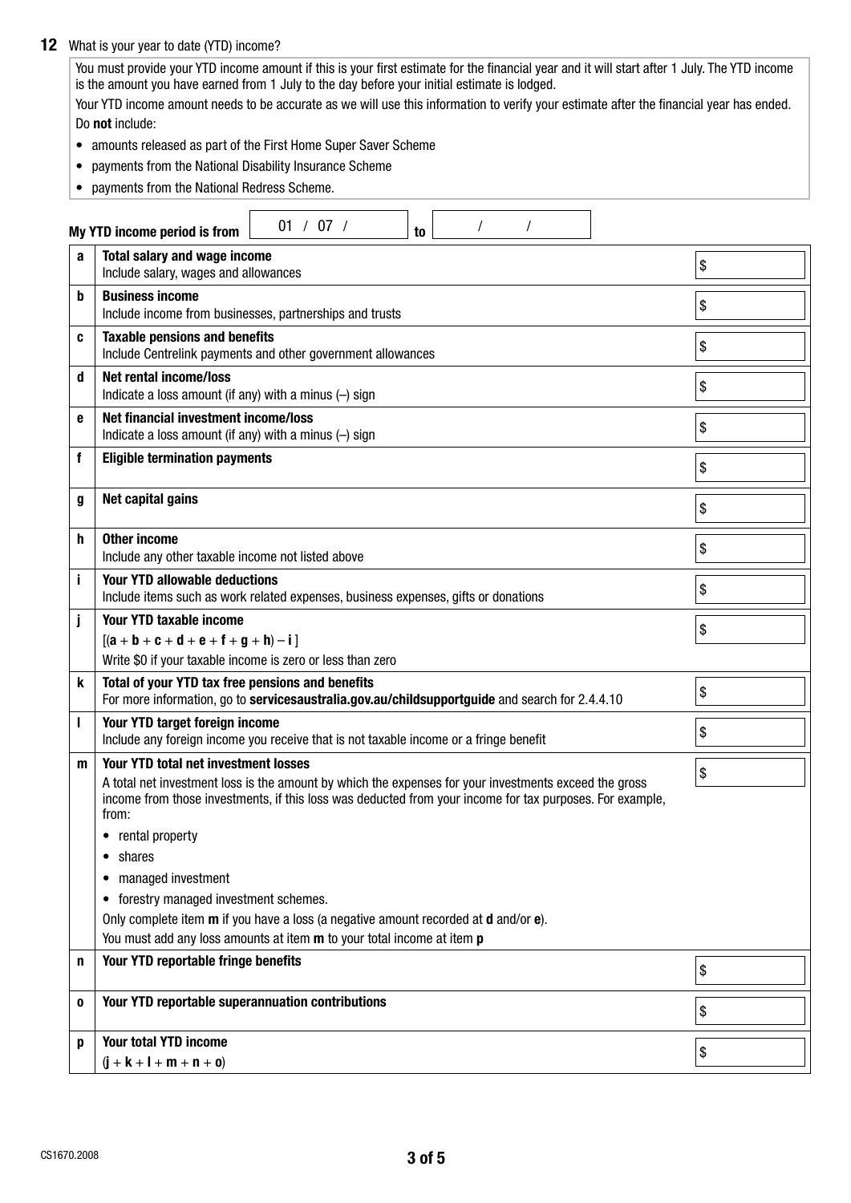**12** What is your year to date (YTD) income?

You must provide your YTD income amount if this is your first estimate for the financial year and it will start after 1 July. The YTD income is the amount you have earned from 1 July to the day before your initial estimate is lodged.

Your YTD income amount needs to be accurate as we will use this information to verify your estimate after the financial year has ended.

Do **not** include:

- amounts released as part of the First Home Super Saver Scheme
- payments from the National Disability Insurance Scheme
- payments from the National Redress Scheme.

**My YTD income period is from** 01 / 07 / &nbsp;&nbsp;&nbsp; **to** &nbsp;&nbsp; / &nbsp;&nbsp; /

| | | |
|---|---|---|
| **a** | **Total salary and wage income**<br>Include salary, wages and allowances | $ |
| **b** | **Business income**<br>Include income from businesses, partnerships and trusts | $ |
| **c** | **Taxable pensions and benefits**<br>Include Centrelink payments and other government allowances | $ |
| **d** | **Net rental income/loss**<br>Indicate a loss amount (if any) with a minus (–) sign | $ |
| **e** | **Net financial investment income/loss**<br>Indicate a loss amount (if any) with a minus (–) sign | $ |
| **f** | **Eligible termination payments** | $ |
| **g** | **Net capital gains** | $ |
| **h** | **Other income**<br>Include any other taxable income not listed above | $ |
| **i** | **Your YTD allowable deductions**<br>Include items such as work related expenses, business expenses, gifts or donations | $ |
| **j** | **Your YTD taxable income**<br>[(**a** + **b** + **c** + **d** + **e** + **f** + **g** + **h**) – **i** ]<br>Write $0 if your taxable income is zero or less than zero | $ |
| **k** | **Total of your YTD tax free pensions and benefits**<br>For more information, go to **servicesaustralia.gov.au/childsupportguide** and search for 2.4.4.10 | $ |
| **l** | **Your YTD target foreign income**<br>Include any foreign income you receive that is not taxable income or a fringe benefit | $ |
| **m** | **Your YTD total net investment losses**<br>A total net investment loss is the amount by which the expenses for your investments exceed the gross income from those investments, if this loss was deducted from your income for tax purposes. For example, from:<br>• rental property<br>• shares<br>• managed investment<br>• forestry managed investment schemes.<br>Only complete item **m** if you have a loss (a negative amount recorded at **d** and/or **e**).<br>You must add any loss amounts at item **m** to your total income at item **p** | $ |
| **n** | **Your YTD reportable fringe benefits** | $ |
| **o** | **Your YTD reportable superannuation contributions** | $ |
| **p** | **Your total YTD income**<br>(**j** + **k** + **l** + **m** + **n** + **o**) | $ |

CS1670.2008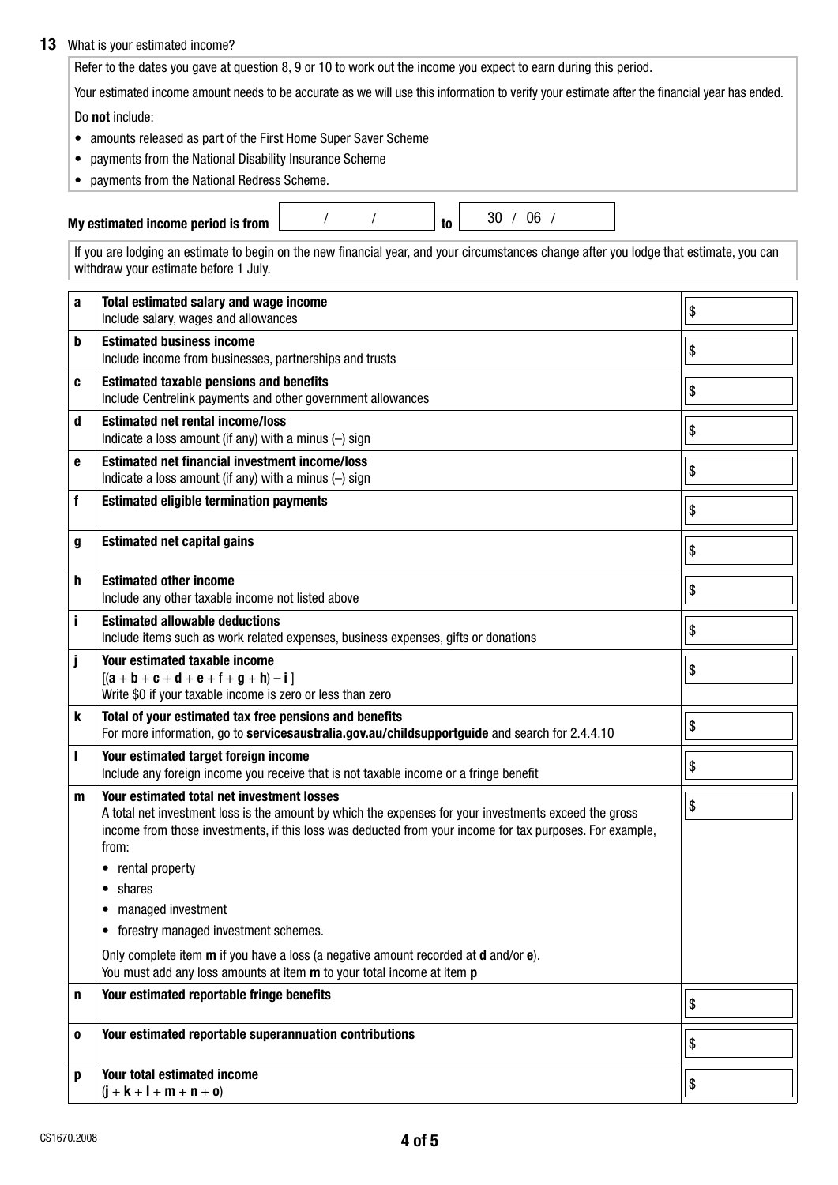**13** What is your estimated income?

Refer to the dates you gave at question 8, 9 or 10 to work out the income you expect to earn during this period.

Your estimated income amount needs to be accurate as we will use this information to verify your estimate after the financial year has ended.

Do **not** include:

- amounts released as part of the First Home Super Saver Scheme
- payments from the National Disability Insurance Scheme
- payments from the National Redress Scheme.

**My estimated income period is from** / / **to** 30 / 06 /

If you are lodging an estimate to begin on the new financial year, and your circumstances change after you lodge that estimate, you can withdraw your estimate before 1 July.

| | | |
|---|---|---|
| **a** | **Total estimated salary and wage income**<br>Include salary, wages and allowances | $ |
| **b** | **Estimated business income**<br>Include income from businesses, partnerships and trusts | $ |
| **c** | **Estimated taxable pensions and benefits**<br>Include Centrelink payments and other government allowances | $ |
| **d** | **Estimated net rental income/loss**<br>Indicate a loss amount (if any) with a minus (–) sign | $ |
| **e** | **Estimated net financial investment income/loss**<br>Indicate a loss amount (if any) with a minus (–) sign | $ |
| **f** | **Estimated eligible termination payments** | $ |
| **g** | **Estimated net capital gains** | $ |
| **h** | **Estimated other income**<br>Include any other taxable income not listed above | $ |
| **i** | **Estimated allowable deductions**<br>Include items such as work related expenses, business expenses, gifts or donations | $ |
| **j** | **Your estimated taxable income**<br>[(**a** + **b** + **c** + **d** + **e** + f + **g** + **h**) – **i** ]<br>Write $0 if your taxable income is zero or less than zero | $ |
| **k** | **Total of your estimated tax free pensions and benefits**<br>For more information, go to **servicesaustralia.gov.au/childsupportguide** and search for 2.4.4.10 | $ |
| **l** | **Your estimated target foreign income**<br>Include any foreign income you receive that is not taxable income or a fringe benefit | $ |
| **m** | **Your estimated total net investment losses**<br>A total net investment loss is the amount by which the expenses for your investments exceed the gross income from those investments, if this loss was deducted from your income for tax purposes. For example, from:<br>• rental property<br>• shares<br>• managed investment<br>• forestry managed investment schemes.<br>Only complete item **m** if you have a loss (a negative amount recorded at **d** and/or **e**).<br>You must add any loss amounts at item **m** to your total income at item **p** | $ |
| **n** | **Your estimated reportable fringe benefits** | $ |
| **o** | **Your estimated reportable superannuation contributions** | $ |
| **p** | **Your total estimated income**<br>(**j** + **k** + **l** + **m** + **n** + **o**) | $ |

CS1670.2008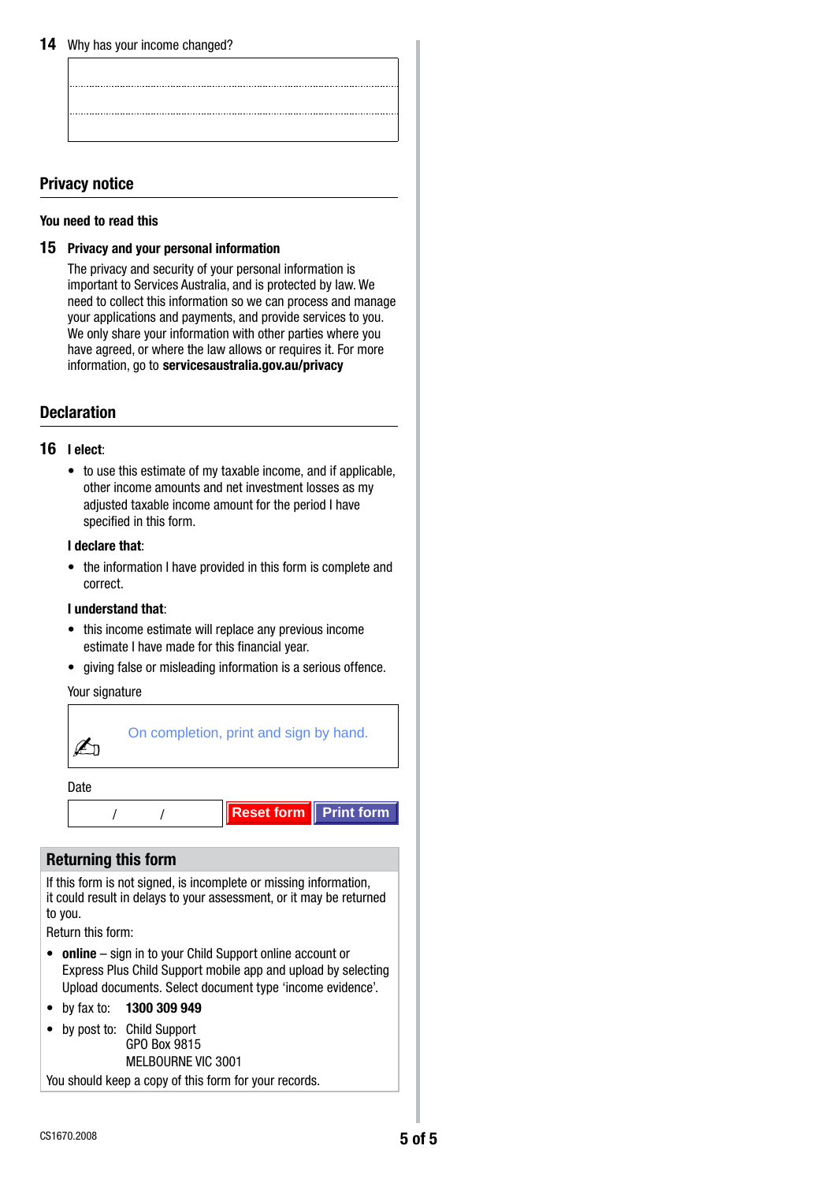**14** Why has your income changed?

## Privacy notice

**You need to read this**

**15 Privacy and your personal information**

The privacy and security of your personal information is important to Services Australia, and is protected by law. We need to collect this information so we can process and manage your applications and payments, and provide services to you. We only share your information with other parties where you have agreed, or where the law allows or requires it. For more information, go to **servicesaustralia.gov.au/privacy**

## Declaration

**16 I elect**:

- to use this estimate of my taxable income, and if applicable, other income amounts and net investment losses as my adjusted taxable income amount for the period I have specified in this form.

**I declare that**:

- the information I have provided in this form is complete and correct.

**I understand that**:

- this income estimate will replace any previous income estimate I have made for this financial year.
- giving false or misleading information is a serious offence.

Your signature

On completion, print and sign by hand.

Date

/ /

Reset form Print form

## Returning this form

If this form is not signed, is incomplete or missing information, it could result in delays to your assessment, or it may be returned to you.

Return this form:

- **online** – sign in to your Child Support online account or Express Plus Child Support mobile app and upload by selecting Upload documents. Select document type 'income evidence'.
- by fax to: **1300 309 949**
- by post to: Child Support
  GPO Box 9815
  MELBOURNE VIC 3001

You should keep a copy of this form for your records.

CS1670.2008